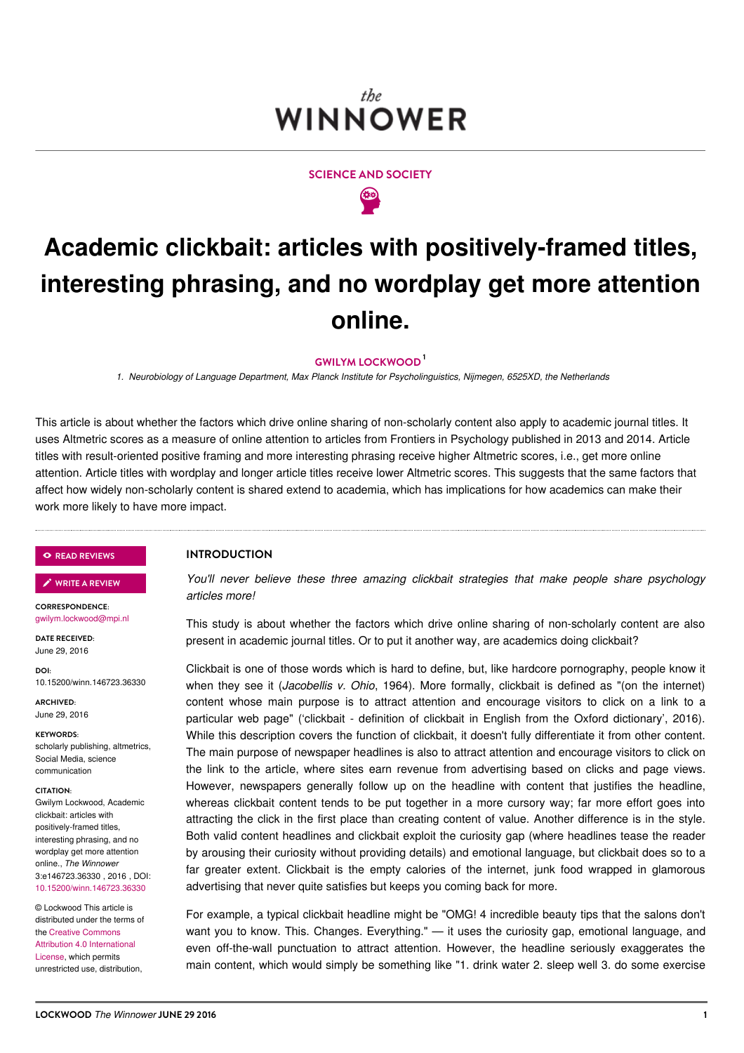SCIENCE AND SOCIETY

# Academic clickbait: articles with positively-framed titles, interesting phrasing, and no wordplay get more attention online.

GWILYM LOCKWOOD[1]

1. *Neurobiology of Language Department, Max Planck Institute for Psycholinguistics, Nijmegen, 6525XD, the Netherlands*

This article is about whether the factors which drive online sharing of non-scholarly content also apply to academic journal titles. It uses Altmetric scores as a measure of online attention to articles from Frontiers in Psychology published in 2013 and 2014. Article titles with result-oriented positive framing and more interesting phrasing receive higher Altmetric scores, i.e., get more online attention. Article titles with wordplay and longer article titles receive lower Altmetric scores. This suggests that the same factors that affect how widely non-scholarly content is shared extend to academia, which has implications for how academics can make their work more likely to have more impact.

READ REVIEWS

WRITE A REVIEW

**CORRESPONDENCE:**
gwilym.lockwood@mpi.nl

**DATE RECEIVED:**
June 29, 2016

**DOI:**
10.15200/winn.146723.36330

**ARCHIVED:**
June 29, 2016

**KEYWORDS:**
scholarly publishing, altmetrics, Social Media, science communication

**CITATION:**
Gwilym Lockwood, Academic clickbait: articles with positively-framed titles, interesting phrasing, and no wordplay get more attention online., *The Winnower* 3:e146723.36330 , 2016 , DOI: 10.15200/winn.146723.36330

© Lockwood This article is distributed under the terms of the Creative Commons Attribution 4.0 International License, which permits unrestricted use, distribution,

## INTRODUCTION

*You'll never believe these three amazing clickbait strategies that make people share psychology articles more!*

This study is about whether the factors which drive online sharing of non-scholarly content are also present in academic journal titles. Or to put it another way, are academics doing clickbait?

Clickbait is one of those words which is hard to define, but, like hardcore pornography, people know it when they see it (*Jacobellis v. Ohio*, 1964). More formally, clickbait is defined as "(on the internet) content whose main purpose is to attract attention and encourage visitors to click on a link to a particular web page" ('clickbait - definition of clickbait in English from the Oxford dictionary', 2016). While this description covers the function of clickbait, it doesn't fully differentiate it from other content. The main purpose of newspaper headlines is also to attract attention and encourage visitors to click on the link to the article, where sites earn revenue from advertising based on clicks and page views. However, newspapers generally follow up on the headline with content that justifies the headline, whereas clickbait content tends to be put together in a more cursory way; far more effort goes into attracting the click in the first place than creating content of value. Another difference is in the style. Both valid content headlines and clickbait exploit the curiosity gap (where headlines tease the reader by arousing their curiosity without providing details) and emotional language, but clickbait does so to a far greater extent. Clickbait is the empty calories of the internet, junk food wrapped in glamorous advertising that never quite satisfies but keeps you coming back for more.

For example, a typical clickbait headline might be "OMG! 4 incredible beauty tips that the salons don't want you to know. This. Changes. Everything." — it uses the curiosity gap, emotional language, and even off-the-wall punctuation to attract attention. However, the headline seriously exaggerates the main content, which would simply be something like "1. drink water 2. sleep well 3. do some exercise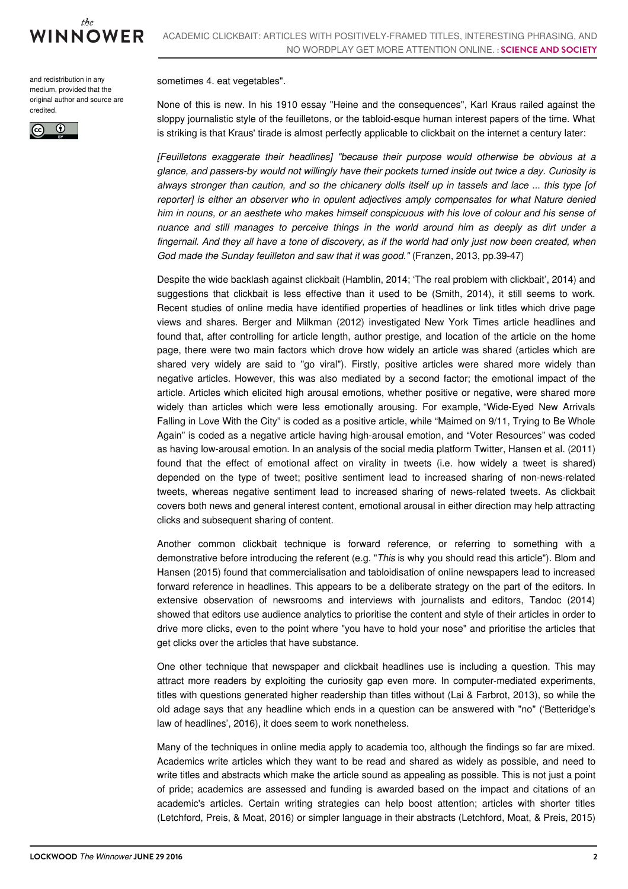and redistribution in any medium, provided that the original author and source are credited.

sometimes 4. eat vegetables".

None of this is new. In his 1910 essay "Heine and the consequences", Karl Kraus railed against the sloppy journalistic style of the feuilletons, or the tabloid-esque human interest papers of the time. What is striking is that Kraus' tirade is almost perfectly applicable to clickbait on the internet a century later:

*[Feuilletons exaggerate their headlines] "because their purpose would otherwise be obvious at a glance, and passers-by would not willingly have their pockets turned inside out twice a day. Curiosity is always stronger than caution, and so the chicanery dolls itself up in tassels and lace ... this type [of reporter] is either an observer who in opulent adjectives amply compensates for what Nature denied him in nouns, or an aesthete who makes himself conspicuous with his love of colour and his sense of nuance and still manages to perceive things in the world around him as deeply as dirt under a fingernail. And they all have a tone of discovery, as if the world had only just now been created, when God made the Sunday feuilleton and saw that it was good."* (Franzen, 2013, pp.39-47)

Despite the wide backlash against clickbait (Hamblin, 2014; 'The real problem with clickbait', 2014) and suggestions that clickbait is less effective than it used to be (Smith, 2014), it still seems to work. Recent studies of online media have identified properties of headlines or link titles which drive page views and shares. Berger and Milkman (2012) investigated New York Times article headlines and found that, after controlling for article length, author prestige, and location of the article on the home page, there were two main factors which drove how widely an article was shared (articles which are shared very widely are said to "go viral"). Firstly, positive articles were shared more widely than negative articles. However, this was also mediated by a second factor; the emotional impact of the article. Articles which elicited high arousal emotions, whether positive or negative, were shared more widely than articles which were less emotionally arousing. For example, "Wide-Eyed New Arrivals Falling in Love With the City" is coded as a positive article, while "Maimed on 9/11, Trying to Be Whole Again" is coded as a negative article having high-arousal emotion, and "Voter Resources" was coded as having low-arousal emotion. In an analysis of the social media platform Twitter, Hansen et al. (2011) found that the effect of emotional affect on virality in tweets (i.e. how widely a tweet is shared) depended on the type of tweet; positive sentiment lead to increased sharing of non-news-related tweets, whereas negative sentiment lead to increased sharing of news-related tweets. As clickbait covers both news and general interest content, emotional arousal in either direction may help attracting clicks and subsequent sharing of content.

Another common clickbait technique is forward reference, or referring to something with a demonstrative before introducing the referent (e.g. "*This* is why you should read this article"). Blom and Hansen (2015) found that commercialisation and tabloidisation of online newspapers lead to increased forward reference in headlines. This appears to be a deliberate strategy on the part of the editors. In extensive observation of newsrooms and interviews with journalists and editors, Tandoc (2014) showed that editors use audience analytics to prioritise the content and style of their articles in order to drive more clicks, even to the point where "you have to hold your nose" and prioritise the articles that get clicks over the articles that have substance.

One other technique that newspaper and clickbait headlines use is including a question. This may attract more readers by exploiting the curiosity gap even more. In computer-mediated experiments, titles with questions generated higher readership than titles without (Lai & Farbrot, 2013), so while the old adage says that any headline which ends in a question can be answered with "no" ('Betteridge's law of headlines', 2016), it does seem to work nonetheless.

Many of the techniques in online media apply to academia too, although the findings so far are mixed. Academics write articles which they want to be read and shared as widely as possible, and need to write titles and abstracts which make the article sound as appealing as possible. This is not just a point of pride; academics are assessed and funding is awarded based on the impact and citations of an academic's articles. Certain writing strategies can help boost attention; articles with shorter titles (Letchford, Preis, & Moat, 2016) or simpler language in their abstracts (Letchford, Moat, & Preis, 2015)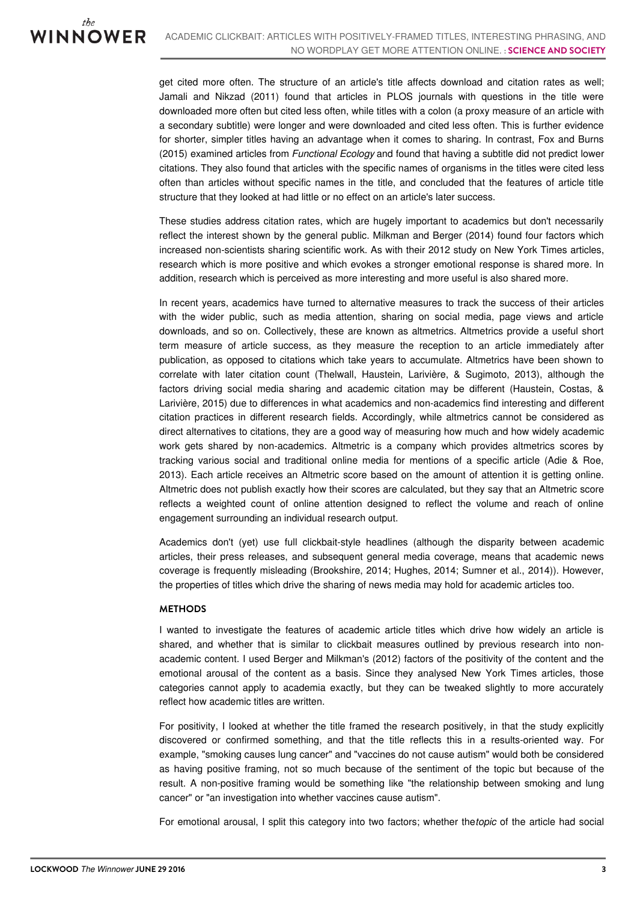get cited more often. The structure of an article's title affects download and citation rates as well; Jamali and Nikzad (2011) found that articles in PLOS journals with questions in the title were downloaded more often but cited less often, while titles with a colon (a proxy measure of an article with a secondary subtitle) were longer and were downloaded and cited less often. This is further evidence for shorter, simpler titles having an advantage when it comes to sharing. In contrast, Fox and Burns (2015) examined articles from *Functional Ecology* and found that having a subtitle did not predict lower citations. They also found that articles with the specific names of organisms in the titles were cited less often than articles without specific names in the title, and concluded that the features of article title structure that they looked at had little or no effect on an article's later success.

These studies address citation rates, which are hugely important to academics but don't necessarily reflect the interest shown by the general public. Milkman and Berger (2014) found four factors which increased non-scientists sharing scientific work. As with their 2012 study on New York Times articles, research which is more positive and which evokes a stronger emotional response is shared more. In addition, research which is perceived as more interesting and more useful is also shared more.

In recent years, academics have turned to alternative measures to track the success of their articles with the wider public, such as media attention, sharing on social media, page views and article downloads, and so on. Collectively, these are known as altmetrics. Altmetrics provide a useful short term measure of article success, as they measure the reception to an article immediately after publication, as opposed to citations which take years to accumulate. Altmetrics have been shown to correlate with later citation count (Thelwall, Haustein, Larivière, & Sugimoto, 2013), although the factors driving social media sharing and academic citation may be different (Haustein, Costas, & Larivière, 2015) due to differences in what academics and non-academics find interesting and different citation practices in different research fields. Accordingly, while altmetrics cannot be considered as direct alternatives to citations, they are a good way of measuring how much and how widely academic work gets shared by non-academics. Altmetric is a company which provides altmetrics scores by tracking various social and traditional online media for mentions of a specific article (Adie & Roe, 2013). Each article receives an Altmetric score based on the amount of attention it is getting online. Altmetric does not publish exactly how their scores are calculated, but they say that an Altmetric score reflects a weighted count of online attention designed to reflect the volume and reach of online engagement surrounding an individual research output.

Academics don't (yet) use full clickbait-style headlines (although the disparity between academic articles, their press releases, and subsequent general media coverage, means that academic news coverage is frequently misleading (Brookshire, 2014; Hughes, 2014; Sumner et al., 2014)). However, the properties of titles which drive the sharing of news media may hold for academic articles too.

## METHODS

I wanted to investigate the features of academic article titles which drive how widely an article is shared, and whether that is similar to clickbait measures outlined by previous research into non-academic content. I used Berger and Milkman's (2012) factors of the positivity of the content and the emotional arousal of the content as a basis. Since they analysed New York Times articles, those categories cannot apply to academia exactly, but they can be tweaked slightly to more accurately reflect how academic titles are written.

For positivity, I looked at whether the title framed the research positively, in that the study explicitly discovered or confirmed something, and that the title reflects this in a results-oriented way. For example, "smoking causes lung cancer" and "vaccines do not cause autism" would both be considered as having positive framing, not so much because of the sentiment of the topic but because of the result. A non-positive framing would be something like "the relationship between smoking and lung cancer" or "an investigation into whether vaccines cause autism".

For emotional arousal, I split this category into two factors; whether the *topic* of the article had social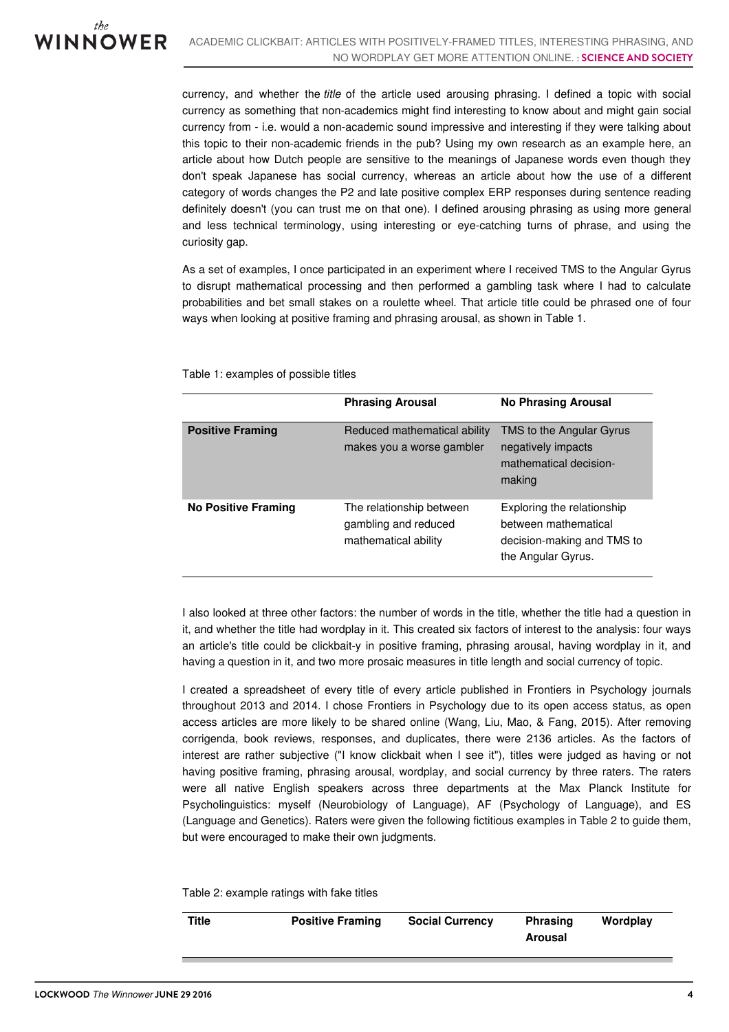currency, and whether the *title* of the article used arousing phrasing. I defined a topic with social currency as something that non-academics might find interesting to know about and might gain social currency from - i.e. would a non-academic sound impressive and interesting if they were talking about this topic to their non-academic friends in the pub? Using my own research as an example here, an article about how Dutch people are sensitive to the meanings of Japanese words even though they don't speak Japanese has social currency, whereas an article about how the use of a different category of words changes the P2 and late positive complex ERP responses during sentence reading definitely doesn't (you can trust me on that one). I defined arousing phrasing as using more general and less technical terminology, using interesting or eye-catching turns of phrase, and using the curiosity gap.

As a set of examples, I once participated in an experiment where I received TMS to the Angular Gyrus to disrupt mathematical processing and then performed a gambling task where I had to calculate probabilities and bet small stakes on a roulette wheel. That article title could be phrased one of four ways when looking at positive framing and phrasing arousal, as shown in Table 1.

Table 1: examples of possible titles

| | **Phrasing Arousal** | **No Phrasing Arousal** |
|---|---|---|
| **Positive Framing** | Reduced mathematical ability makes you a worse gambler | TMS to the Angular Gyrus negatively impacts mathematical decision-making |
| **No Positive Framing** | The relationship between gambling and reduced mathematical ability | Exploring the relationship between mathematical decision-making and TMS to the Angular Gyrus. |

I also looked at three other factors: the number of words in the title, whether the title had a question in it, and whether the title had wordplay in it. This created six factors of interest to the analysis: four ways an article's title could be clickbait-y in positive framing, phrasing arousal, having wordplay in it, and having a question in it, and two more prosaic measures in title length and social currency of topic.

I created a spreadsheet of every title of every article published in Frontiers in Psychology journals throughout 2013 and 2014. I chose Frontiers in Psychology due to its open access status, as open access articles are more likely to be shared online (Wang, Liu, Mao, & Fang, 2015). After removing corrigenda, book reviews, responses, and duplicates, there were 2136 articles. As the factors of interest are rather subjective ("I know clickbait when I see it"), titles were judged as having or not having positive framing, phrasing arousal, wordplay, and social currency by three raters. The raters were all native English speakers across three departments at the Max Planck Institute for Psycholinguistics: myself (Neurobiology of Language), AF (Psychology of Language), and ES (Language and Genetics). Raters were given the following fictitious examples in Table 2 to guide them, but were encouraged to make their own judgments.

Table 2: example ratings with fake titles

| **Title** | **Positive Framing** | **Social Currency** | **Phrasing Arousal** | **Wordplay** |
|---|---|---|---|---|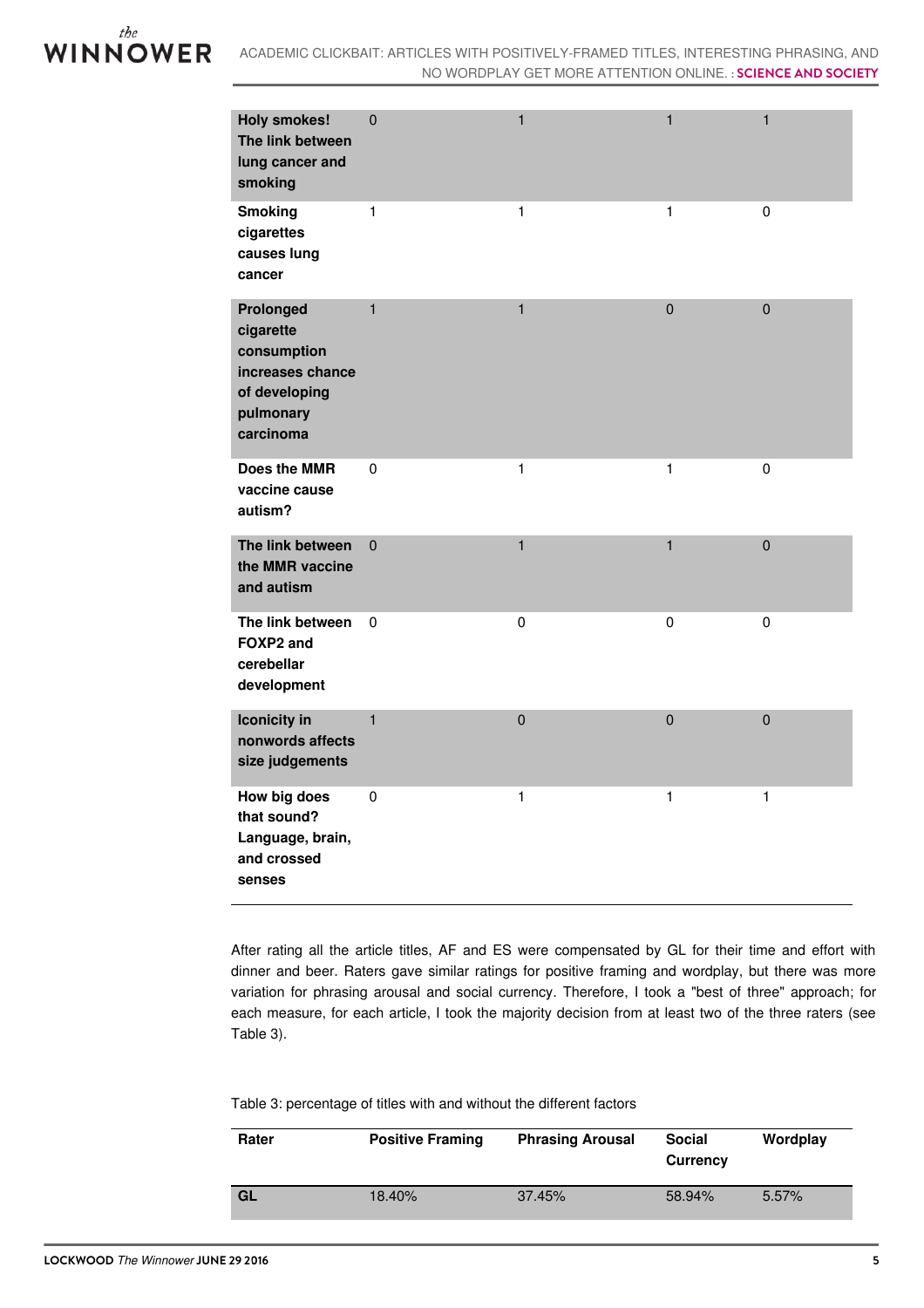| | | | | |
|---|---|---|---|---|
| **Holy smokes! The link between lung cancer and smoking** | 0 | 1 | 1 | 1 |
| **Smoking cigarettes causes lung cancer** | 1 | 1 | 1 | 0 |
| **Prolonged cigarette consumption increases chance of developing pulmonary carcinoma** | 1 | 1 | 0 | 0 |
| **Does the MMR vaccine cause autism?** | 0 | 1 | 1 | 0 |
| **The link between the MMR vaccine and autism** | 0 | 1 | 1 | 0 |
| **The link between FOXP2 and cerebellar development** | 0 | 0 | 0 | 0 |
| **Iconicity in nonwords affects size judgements** | 1 | 0 | 0 | 0 |
| **How big does that sound? Language, brain, and crossed senses** | 0 | 1 | 1 | 1 |

After rating all the article titles, AF and ES were compensated by GL for their time and effort with dinner and beer. Raters gave similar ratings for positive framing and wordplay, but there was more variation for phrasing arousal and social currency. Therefore, I took a "best of three" approach; for each measure, for each article, I took the majority decision from at least two of the three raters (see Table 3).

Table 3: percentage of titles with and without the different factors

| Rater | Positive Framing | Phrasing Arousal | Social Currency | Wordplay |
|---|---|---|---|---|
| **GL** | 18.40% | 37.45% | 58.94% | 5.57% |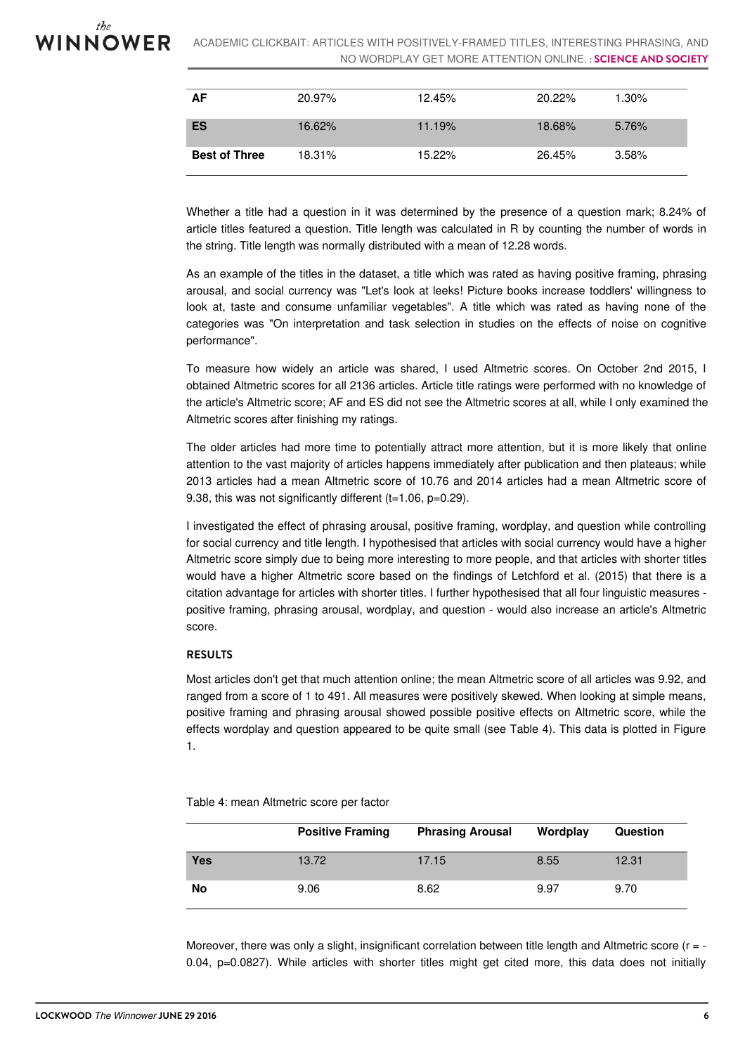| | | | | |
|---|---|---|---|---|
| **AF** | 20.97% | 12.45% | 20.22% | 1.30% |
| **ES** | 16.62% | 11.19% | 18.68% | 5.76% |
| **Best of Three** | 18.31% | 15.22% | 26.45% | 3.58% |

Whether a title had a question in it was determined by the presence of a question mark; 8.24% of article titles featured a question. Title length was calculated in R by counting the number of words in the string. Title length was normally distributed with a mean of 12.28 words.

As an example of the titles in the dataset, a title which was rated as having positive framing, phrasing arousal, and social currency was "Let's look at leeks! Picture books increase toddlers' willingness to look at, taste and consume unfamiliar vegetables". A title which was rated as having none of the categories was "On interpretation and task selection in studies on the effects of noise on cognitive performance".

To measure how widely an article was shared, I used Altmetric scores. On October 2nd 2015, I obtained Altmetric scores for all 2136 articles. Article title ratings were performed with no knowledge of the article's Altmetric score; AF and ES did not see the Altmetric scores at all, while I only examined the Altmetric scores after finishing my ratings.

The older articles had more time to potentially attract more attention, but it is more likely that online attention to the vast majority of articles happens immediately after publication and then plateaus; while 2013 articles had a mean Altmetric score of 10.76 and 2014 articles had a mean Altmetric score of 9.38, this was not significantly different ($t=1.06$, $p=0.29$).

I investigated the effect of phrasing arousal, positive framing, wordplay, and question while controlling for social currency and title length. I hypothesised that articles with social currency would have a higher Altmetric score simply due to being more interesting to more people, and that articles with shorter titles would have a higher Altmetric score based on the findings of Letchford et al. (2015) that there is a citation advantage for articles with shorter titles. I further hypothesised that all four linguistic measures - positive framing, phrasing arousal, wordplay, and question - would also increase an article's Altmetric score.

## RESULTS

Most articles don't get that much attention online; the mean Altmetric score of all articles was 9.92, and ranged from a score of 1 to 491. All measures were positively skewed. When looking at simple means, positive framing and phrasing arousal showed possible positive effects on Altmetric score, while the effects wordplay and question appeared to be quite small (see Table 4). This data is plotted in Figure 1.

Table 4: mean Altmetric score per factor

| | Positive Framing | Phrasing Arousal | Wordplay | Question |
|---|---|---|---|---|
| **Yes** | 13.72 | 17.15 | 8.55 | 12.31 |
| **No** | 9.06 | 8.62 | 9.97 | 9.70 |

Moreover, there was only a slight, insignificant correlation between title length and Altmetric score ($r = -0.04$, $p=0.0827$). While articles with shorter titles might get cited more, this data does not initially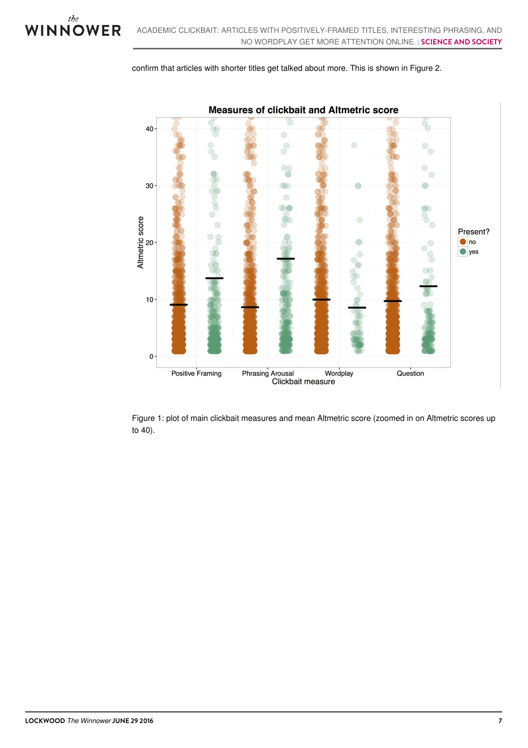confirm that articles with shorter titles get talked about more. This is shown in Figure 2.

Figure 1: plot of main clickbait measures and mean Altmetric score (zoomed in on Altmetric scores up to 40).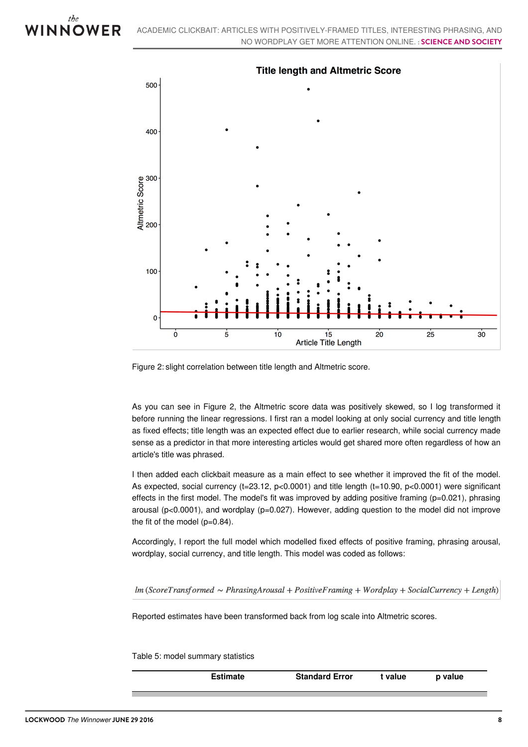Figure 2: slight correlation between title length and Altmetric score.

As you can see in Figure 2, the Altmetric score data was positively skewed, so I log transformed it before running the linear regressions. I first ran a model looking at only social currency and title length as fixed effects; title length was an expected effect due to earlier research, while social currency made sense as a predictor in that more interesting articles would get shared more often regardless of how an article's title was phrased.

I then added each clickbait measure as a main effect to see whether it improved the fit of the model. As expected, social currency ($t=23.12$, $p<0.0001$) and title length ($t=10.90$, $p<0.0001$) were significant effects in the first model. The model's fit was improved by adding positive framing ($p=0.021$), phrasing arousal ($p<0.0001$), and wordplay ($p=0.027$). However, adding question to the model did not improve the fit of the model ($p=0.84$).

Accordingly, I report the full model which modelled fixed effects of positive framing, phrasing arousal, wordplay, social currency, and title length. This model was coded as follows:

$$lm\,(ScoreTransformed \sim PhrasingArousal + PositiveFraming + Wordplay + SocialCurrency + Length)$$

Reported estimates have been transformed back from log scale into Altmetric scores.

Table 5: model summary statistics

| | Estimate | Standard Error | t value | p value |
|---|---|---|---|---|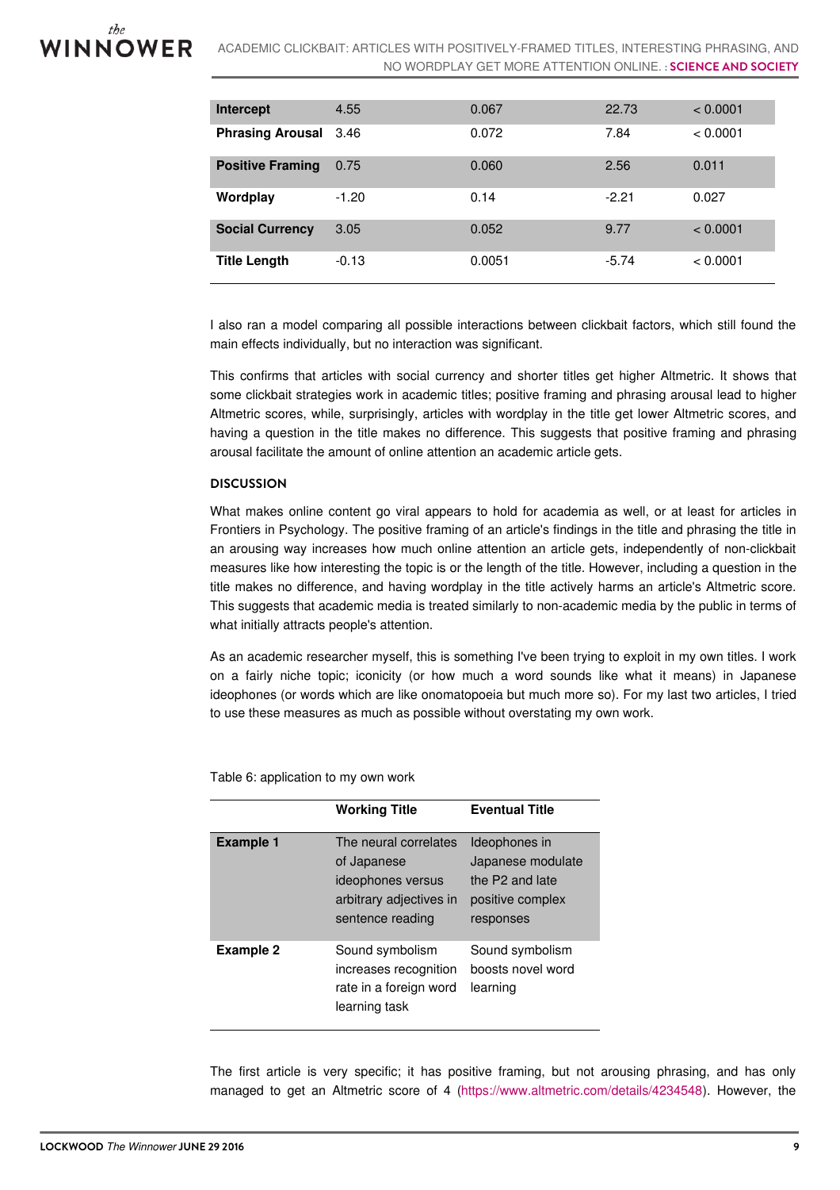| | | | | |
|---|---|---|---|---|
| **Intercept** | 4.55 | 0.067 | 22.73 | < 0.0001 |
| **Phrasing Arousal** | 3.46 | 0.072 | 7.84 | < 0.0001 |
| **Positive Framing** | 0.75 | 0.060 | 2.56 | 0.011 |
| **Wordplay** | -1.20 | 0.14 | -2.21 | 0.027 |
| **Social Currency** | 3.05 | 0.052 | 9.77 | < 0.0001 |
| **Title Length** | -0.13 | 0.0051 | -5.74 | < 0.0001 |

I also ran a model comparing all possible interactions between clickbait factors, which still found the main effects individually, but no interaction was significant.

This confirms that articles with social currency and shorter titles get higher Altmetric. It shows that some clickbait strategies work in academic titles; positive framing and phrasing arousal lead to higher Altmetric scores, while, surprisingly, articles with wordplay in the title get lower Altmetric scores, and having a question in the title makes no difference. This suggests that positive framing and phrasing arousal facilitate the amount of online attention an academic article gets.

## DISCUSSION

What makes online content go viral appears to hold for academia as well, or at least for articles in Frontiers in Psychology. The positive framing of an article's findings in the title and phrasing the title in an arousing way increases how much online attention an article gets, independently of non-clickbait measures like how interesting the topic is or the length of the title. However, including a question in the title makes no difference, and having wordplay in the title actively harms an article's Altmetric score. This suggests that academic media is treated similarly to non-academic media by the public in terms of what initially attracts people's attention.

As an academic researcher myself, this is something I've been trying to exploit in my own titles. I work on a fairly niche topic; iconicity (or how much a word sounds like what it means) in Japanese ideophones (or words which are like onomatopoeia but much more so). For my last two articles, I tried to use these measures as much as possible without overstating my own work.

Table 6: application to my own work

| | **Working Title** | **Eventual Title** |
|---|---|---|
| **Example 1** | The neural correlates of Japanese ideophones versus arbitrary adjectives in sentence reading | Ideophones in Japanese modulate the P2 and late positive complex responses |
| **Example 2** | Sound symbolism increases recognition rate in a foreign word learning task | Sound symbolism boosts novel word learning |

The first article is very specific; it has positive framing, but not arousing phrasing, and has only managed to get an Altmetric score of 4 (https://www.altmetric.com/details/4234548). However, the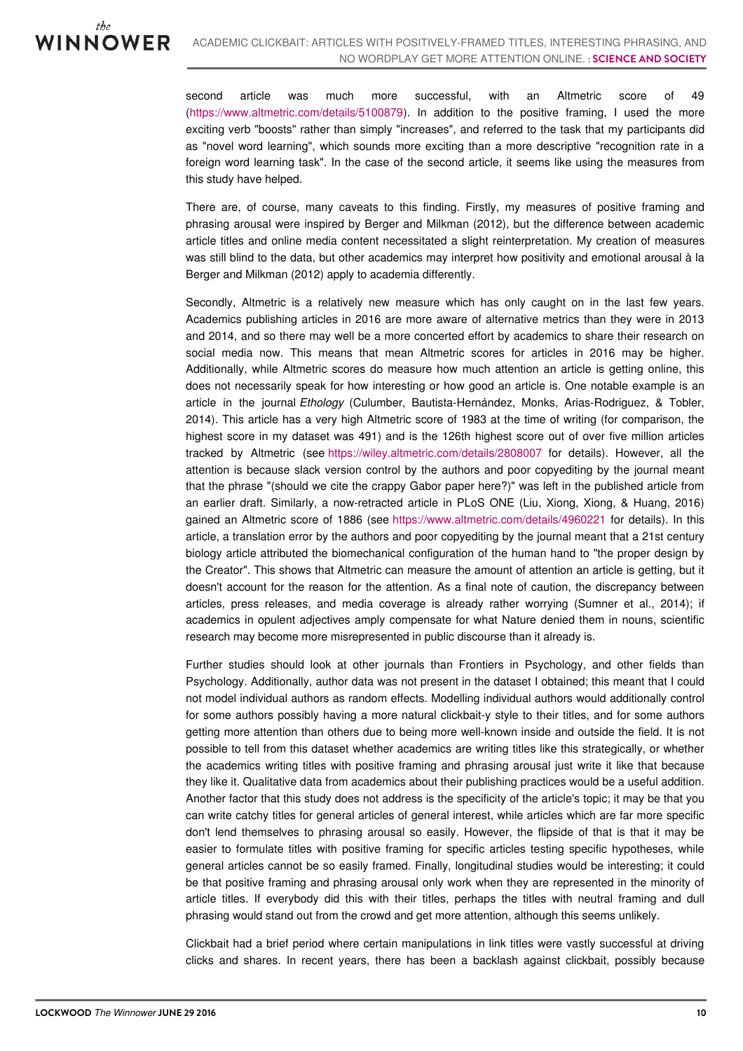second article was much more successful, with an Altmetric score of 49 (https://www.altmetric.com/details/5100879). In addition to the positive framing, I used the more exciting verb "boosts" rather than simply "increases", and referred to the task that my participants did as "novel word learning", which sounds more exciting than a more descriptive "recognition rate in a foreign word learning task". In the case of the second article, it seems like using the measures from this study have helped.

There are, of course, many caveats to this finding. Firstly, my measures of positive framing and phrasing arousal were inspired by Berger and Milkman (2012), but the difference between academic article titles and online media content necessitated a slight reinterpretation. My creation of measures was still blind to the data, but other academics may interpret how positivity and emotional arousal à la Berger and Milkman (2012) apply to academia differently.

Secondly, Altmetric is a relatively new measure which has only caught on in the last few years. Academics publishing articles in 2016 are more aware of alternative metrics than they were in 2013 and 2014, and so there may well be a more concerted effort by academics to share their research on social media now. This means that mean Altmetric scores for articles in 2016 may be higher. Additionally, while Altmetric scores do measure how much attention an article is getting online, this does not necessarily speak for how interesting or how good an article is. One notable example is an article in the journal *Ethology* (Culumber, Bautista-Hernández, Monks, Arias-Rodriguez, & Tobler, 2014). This article has a very high Altmetric score of 1983 at the time of writing (for comparison, the highest score in my dataset was 491) and is the 126th highest score out of over five million articles tracked by Altmetric (see https://wiley.altmetric.com/details/2808007 for details). However, all the attention is because slack version control by the authors and poor copyediting by the journal meant that the phrase "(should we cite the crappy Gabor paper here?)" was left in the published article from an earlier draft. Similarly, a now-retracted article in PLoS ONE (Liu, Xiong, Xiong, & Huang, 2016) gained an Altmetric score of 1886 (see https://www.altmetric.com/details/4960221 for details). In this article, a translation error by the authors and poor copyediting by the journal meant that a 21st century biology article attributed the biomechanical configuration of the human hand to "the proper design by the Creator". This shows that Altmetric can measure the amount of attention an article is getting, but it doesn't account for the reason for the attention. As a final note of caution, the discrepancy between articles, press releases, and media coverage is already rather worrying (Sumner et al., 2014); if academics in opulent adjectives amply compensate for what Nature denied them in nouns, scientific research may become more misrepresented in public discourse than it already is.

Further studies should look at other journals than Frontiers in Psychology, and other fields than Psychology. Additionally, author data was not present in the dataset I obtained; this meant that I could not model individual authors as random effects. Modelling individual authors would additionally control for some authors possibly having a more natural clickbait-y style to their titles, and for some authors getting more attention than others due to being more well-known inside and outside the field. It is not possible to tell from this dataset whether academics are writing titles like this strategically, or whether the academics writing titles with positive framing and phrasing arousal just write it like that because they like it. Qualitative data from academics about their publishing practices would be a useful addition. Another factor that this study does not address is the specificity of the article's topic; it may be that you can write catchy titles for general articles of general interest, while articles which are far more specific don't lend themselves to phrasing arousal so easily. However, the flipside of that is that it may be easier to formulate titles with positive framing for specific articles testing specific hypotheses, while general articles cannot be so easily framed. Finally, longitudinal studies would be interesting; it could be that positive framing and phrasing arousal only work when they are represented in the minority of article titles. If everybody did this with their titles, perhaps the titles with neutral framing and dull phrasing would stand out from the crowd and get more attention, although this seems unlikely.

Clickbait had a brief period where certain manipulations in link titles were vastly successful at driving clicks and shares. In recent years, there has been a backlash against clickbait, possibly because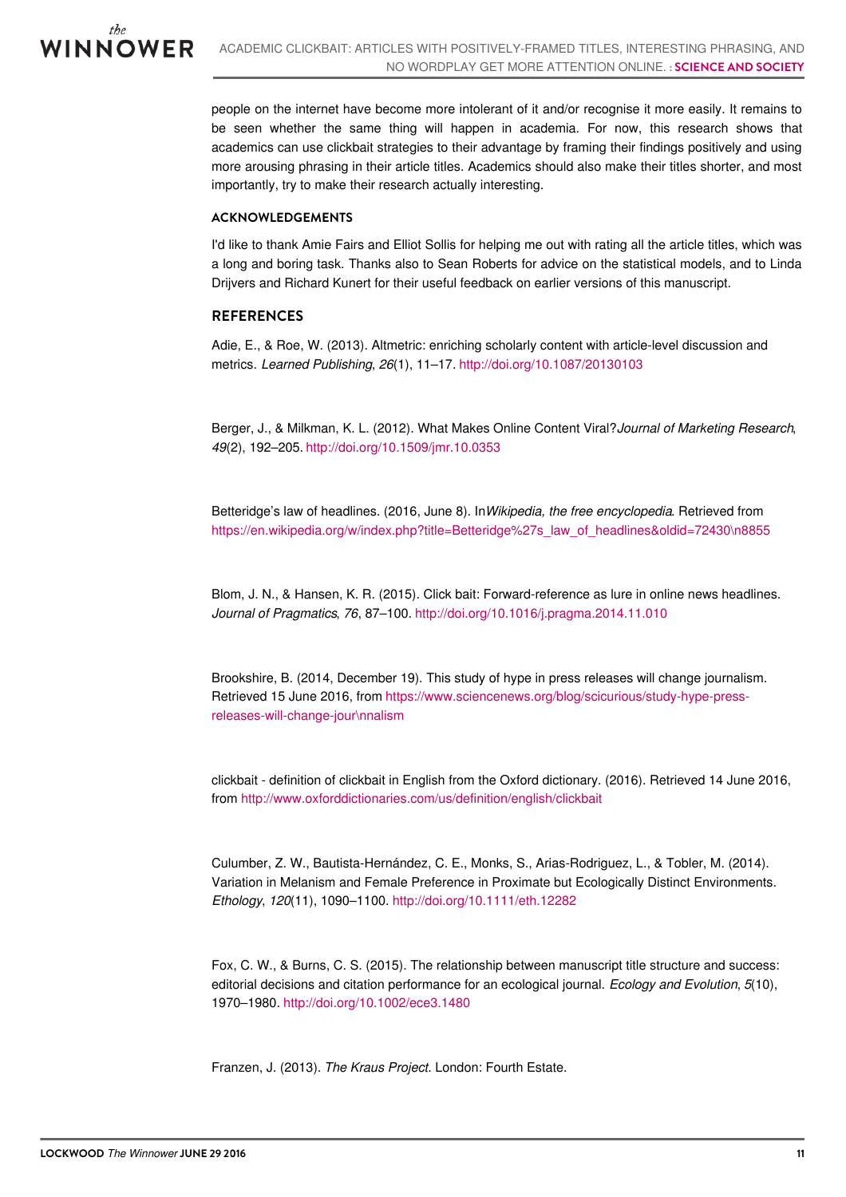people on the internet have become more intolerant of it and/or recognise it more easily. It remains to be seen whether the same thing will happen in academia. For now, this research shows that academics can use clickbait strategies to their advantage by framing their findings positively and using more arousing phrasing in their article titles. Academics should also make their titles shorter, and most importantly, try to make their research actually interesting.

### ACKNOWLEDGEMENTS

I'd like to thank Amie Fairs and Elliot Sollis for helping me out with rating all the article titles, which was a long and boring task. Thanks also to Sean Roberts for advice on the statistical models, and to Linda Drijvers and Richard Kunert for their useful feedback on earlier versions of this manuscript.

## REFERENCES

Adie, E., & Roe, W. (2013). Altmetric: enriching scholarly content with article-level discussion and metrics. *Learned Publishing*, *26*(1), 11–17. http://doi.org/10.1087/20130103

Berger, J., & Milkman, K. L. (2012). What Makes Online Content Viral?*Journal of Marketing Research*, *49*(2), 192–205. http://doi.org/10.1509/jmr.10.0353

Betteridge's law of headlines. (2016, June 8). In*Wikipedia, the free encyclopedia*. Retrieved from https://en.wikipedia.org/w/index.php?title=Betteridge%27s_law_of_headlines&oldid=72430\n8855

Blom, J. N., & Hansen, K. R. (2015). Click bait: Forward-reference as lure in online news headlines. *Journal of Pragmatics*, *76*, 87–100. http://doi.org/10.1016/j.pragma.2014.11.010

Brookshire, B. (2014, December 19). This study of hype in press releases will change journalism. Retrieved 15 June 2016, from https://www.sciencenews.org/blog/scicurious/study-hype-press-releases-will-change-jour\nnalism

clickbait - definition of clickbait in English from the Oxford dictionary. (2016). Retrieved 14 June 2016, from http://www.oxforddictionaries.com/us/definition/english/clickbait

Culumber, Z. W., Bautista-Hernández, C. E., Monks, S., Arias-Rodriguez, L., & Tobler, M. (2014). Variation in Melanism and Female Preference in Proximate but Ecologically Distinct Environments. *Ethology*, *120*(11), 1090–1100. http://doi.org/10.1111/eth.12282

Fox, C. W., & Burns, C. S. (2015). The relationship between manuscript title structure and success: editorial decisions and citation performance for an ecological journal. *Ecology and Evolution*, *5*(10), 1970–1980. http://doi.org/10.1002/ece3.1480

Franzen, J. (2013). *The Kraus Project*. London: Fourth Estate.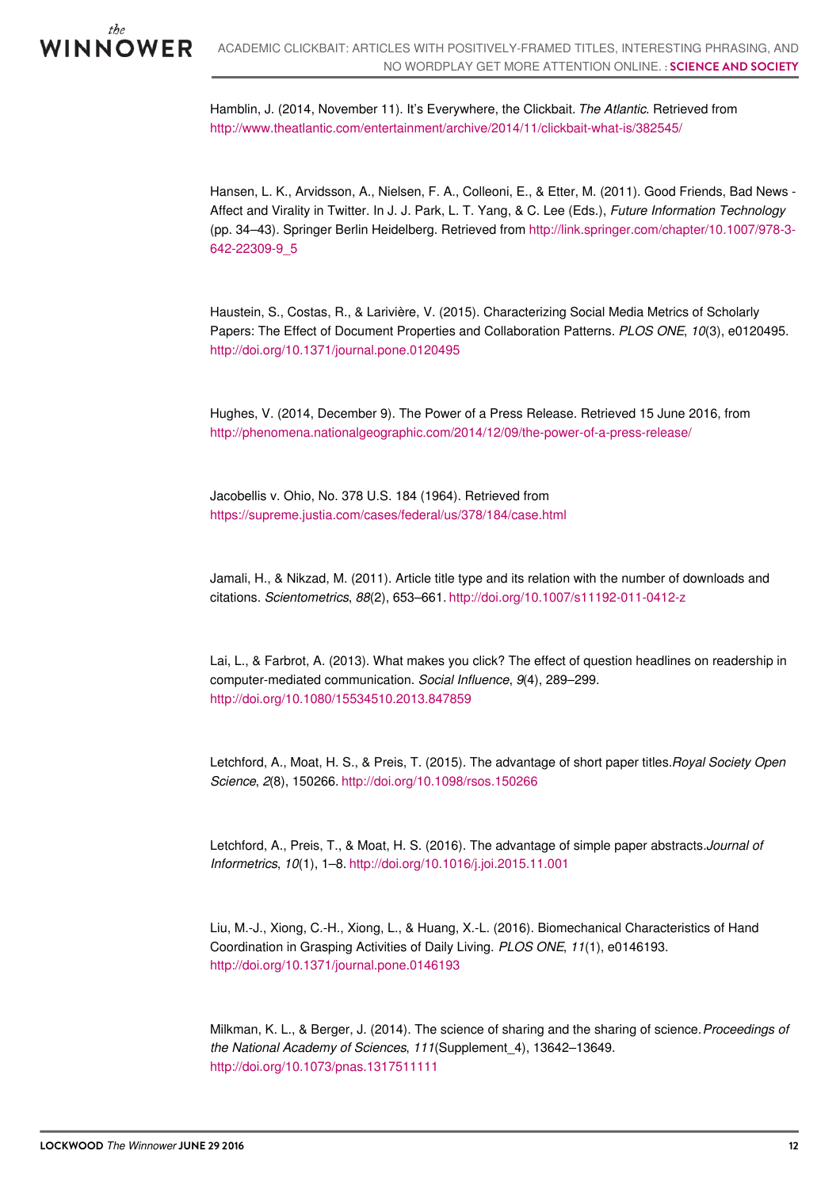Hamblin, J. (2014, November 11). It's Everywhere, the Clickbait. *The Atlantic*. Retrieved from http://www.theatlantic.com/entertainment/archive/2014/11/clickbait-what-is/382545/

Hansen, L. K., Arvidsson, A., Nielsen, F. A., Colleoni, E., & Etter, M. (2011). Good Friends, Bad News - Affect and Virality in Twitter. In J. J. Park, L. T. Yang, & C. Lee (Eds.), *Future Information Technology* (pp. 34–43). Springer Berlin Heidelberg. Retrieved from http://link.springer.com/chapter/10.1007/978-3-642-22309-9_5

Haustein, S., Costas, R., & Larivière, V. (2015). Characterizing Social Media Metrics of Scholarly Papers: The Effect of Document Properties and Collaboration Patterns. *PLOS ONE*, *10*(3), e0120495. http://doi.org/10.1371/journal.pone.0120495

Hughes, V. (2014, December 9). The Power of a Press Release. Retrieved 15 June 2016, from http://phenomena.nationalgeographic.com/2014/12/09/the-power-of-a-press-release/

Jacobellis v. Ohio, No. 378 U.S. 184 (1964). Retrieved from https://supreme.justia.com/cases/federal/us/378/184/case.html

Jamali, H., & Nikzad, M. (2011). Article title type and its relation with the number of downloads and citations. *Scientometrics*, *88*(2), 653–661. http://doi.org/10.1007/s11192-011-0412-z

Lai, L., & Farbrot, A. (2013). What makes you click? The effect of question headlines on readership in computer-mediated communication. *Social Influence*, *9*(4), 289–299. http://doi.org/10.1080/15534510.2013.847859

Letchford, A., Moat, H. S., & Preis, T. (2015). The advantage of short paper titles. *Royal Society Open Science*, *2*(8), 150266. http://doi.org/10.1098/rsos.150266

Letchford, A., Preis, T., & Moat, H. S. (2016). The advantage of simple paper abstracts. *Journal of Informetrics*, *10*(1), 1–8. http://doi.org/10.1016/j.joi.2015.11.001

Liu, M.-J., Xiong, C.-H., Xiong, L., & Huang, X.-L. (2016). Biomechanical Characteristics of Hand Coordination in Grasping Activities of Daily Living. *PLOS ONE*, *11*(1), e0146193. http://doi.org/10.1371/journal.pone.0146193

Milkman, K. L., & Berger, J. (2014). The science of sharing and the sharing of science. *Proceedings of the National Academy of Sciences*, *111*(Supplement_4), 13642–13649. http://doi.org/10.1073/pnas.1317511111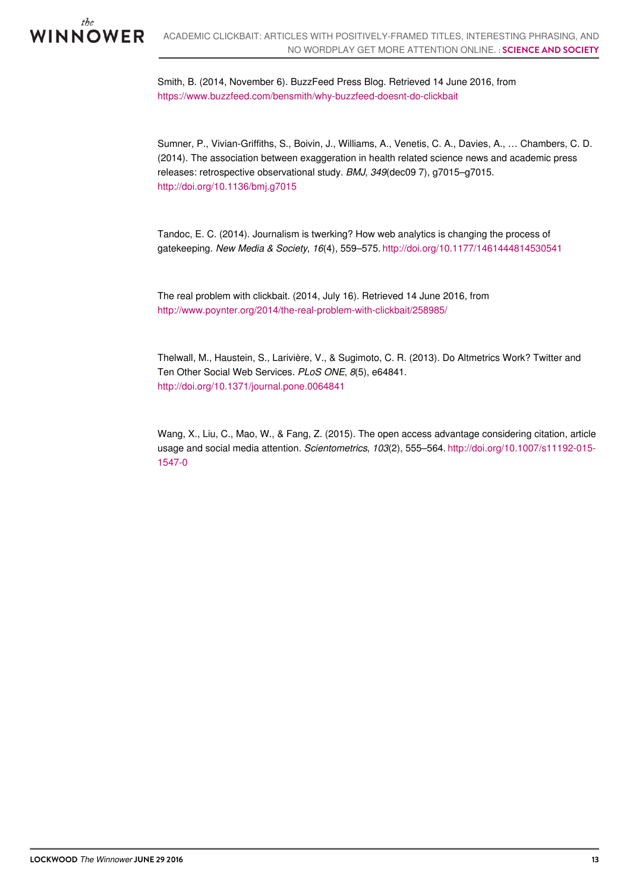Smith, B. (2014, November 6). BuzzFeed Press Blog. Retrieved 14 June 2016, from https://www.buzzfeed.com/bensmith/why-buzzfeed-doesnt-do-clickbait

Sumner, P., Vivian-Griffiths, S., Boivin, J., Williams, A., Venetis, C. A., Davies, A., … Chambers, C. D. (2014). The association between exaggeration in health related science news and academic press releases: retrospective observational study. *BMJ*, *349*(dec09 7), g7015–g7015. http://doi.org/10.1136/bmj.g7015

Tandoc, E. C. (2014). Journalism is twerking? How web analytics is changing the process of gatekeeping. *New Media & Society*, *16*(4), 559–575. http://doi.org/10.1177/1461444814530541

The real problem with clickbait. (2014, July 16). Retrieved 14 June 2016, from http://www.poynter.org/2014/the-real-problem-with-clickbait/258985/

Thelwall, M., Haustein, S., Larivière, V., & Sugimoto, C. R. (2013). Do Altmetrics Work? Twitter and Ten Other Social Web Services. *PLoS ONE*, *8*(5), e64841. http://doi.org/10.1371/journal.pone.0064841

Wang, X., Liu, C., Mao, W., & Fang, Z. (2015). The open access advantage considering citation, article usage and social media attention. *Scientometrics*, *103*(2), 555–564. http://doi.org/10.1007/s11192-015-1547-0